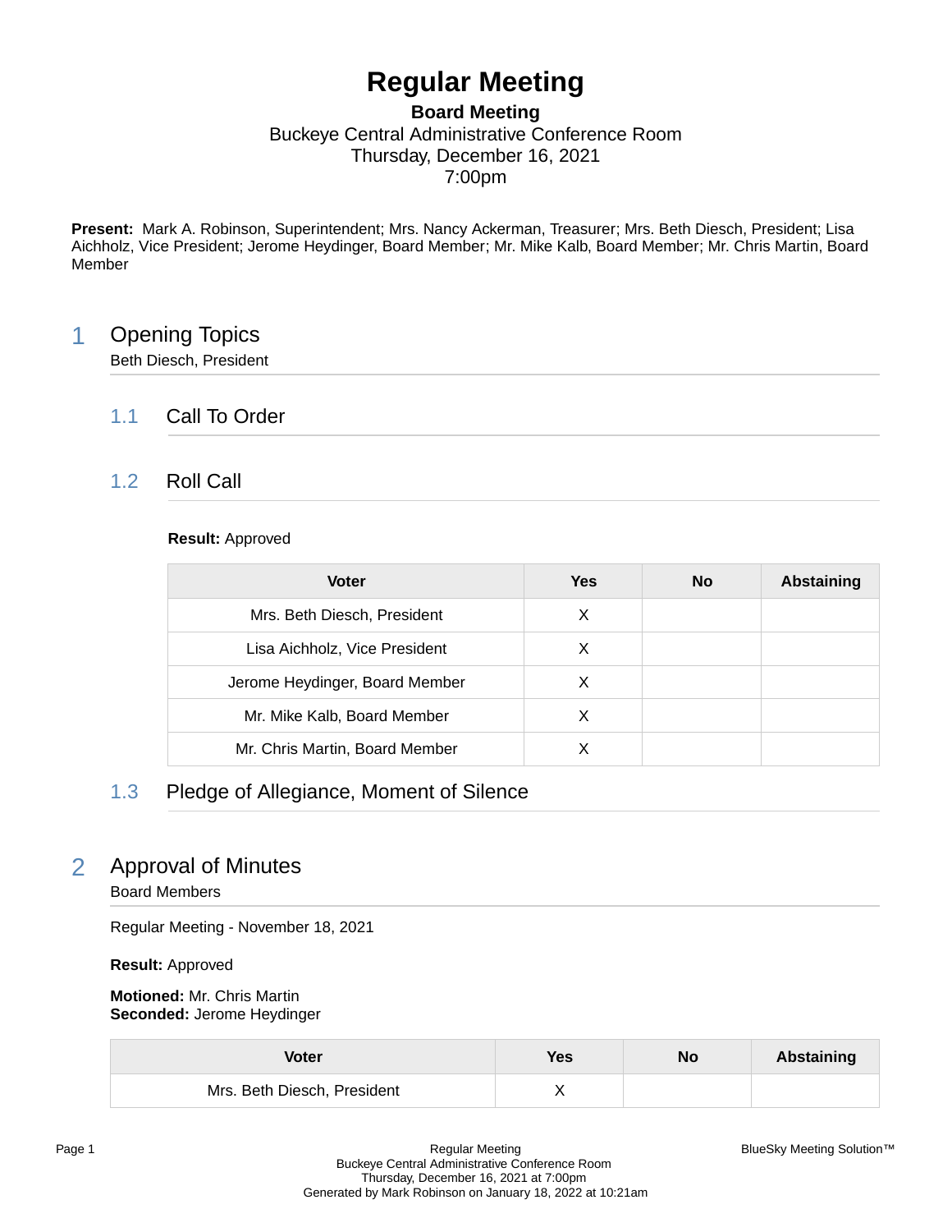# Regular Meeting

**Board Meeting**
Buckeye Central Administrative Conference Room
Thursday, December 16, 2021
7:00pm

**Present:** Mark A. Robinson, Superintendent; Mrs. Nancy Ackerman, Treasurer; Mrs. Beth Diesch, President; Lisa Aichholz, Vice President; Jerome Heydinger, Board Member; Mr. Mike Kalb, Board Member; Mr. Chris Martin, Board Member

## 1 Opening Topics

Beth Diesch, President

### 1.1 Call To Order

### 1.2 Roll Call

**Result:** Approved

| Voter | Yes | No | Abstaining |
|---|---|---|---|
| Mrs. Beth Diesch, President | X | | |
| Lisa Aichholz, Vice President | X | | |
| Jerome Heydinger, Board Member | X | | |
| Mr. Mike Kalb, Board Member | X | | |
| Mr. Chris Martin, Board Member | X | | |

### 1.3 Pledge of Allegiance, Moment of Silence

## 2 Approval of Minutes

Board Members

Regular Meeting - November 18, 2021

**Result:** Approved

**Motioned:** Mr. Chris Martin
**Seconded:** Jerome Heydinger

| Voter | Yes | No | Abstaining |
|---|---|---|---|
| Mrs. Beth Diesch, President | X | | |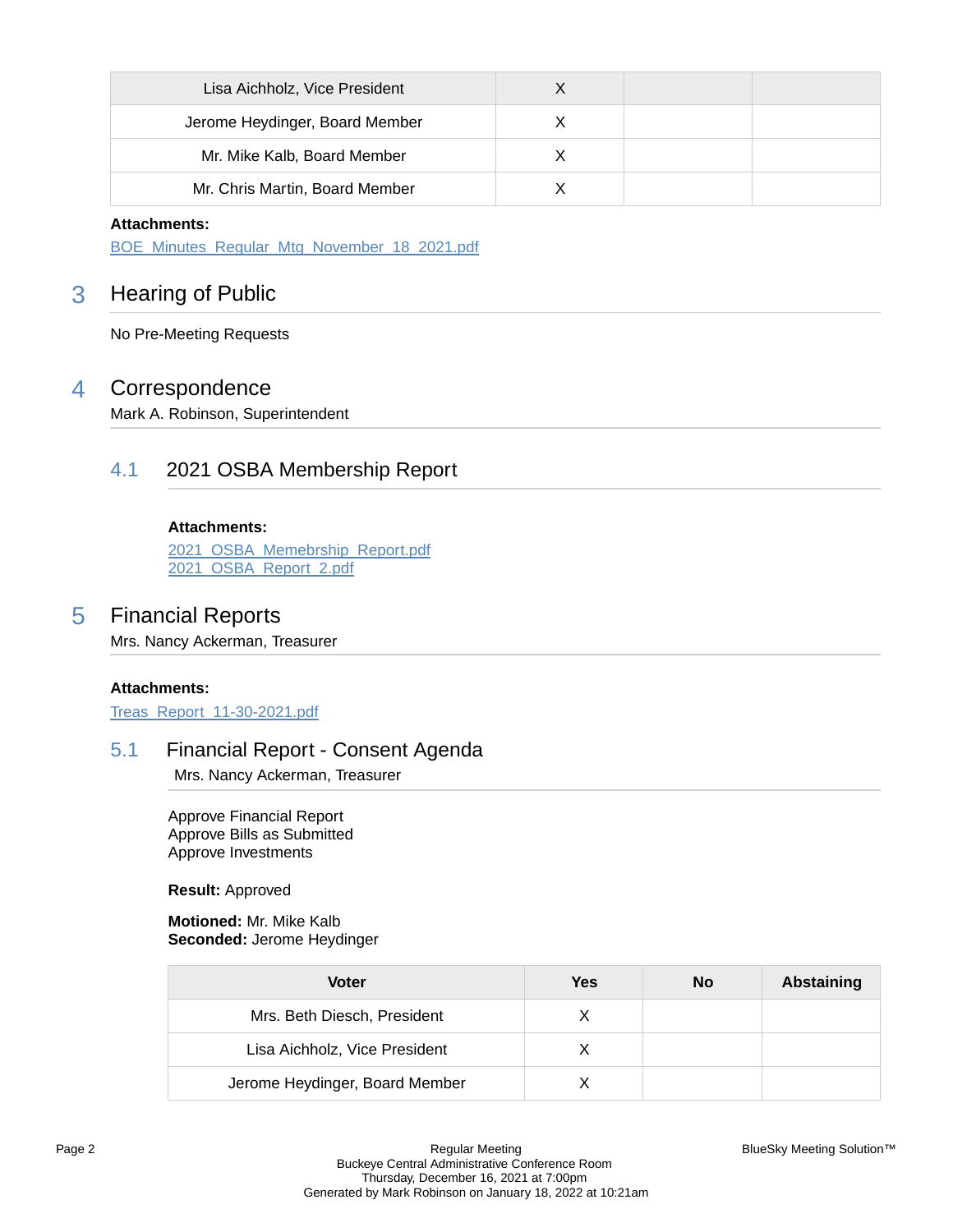| | | | |
|---|---|---|---|
| Lisa Aichholz, Vice President | X | | |
| Jerome Heydinger, Board Member | X | | |
| Mr. Mike Kalb, Board Member | X | | |
| Mr. Chris Martin, Board Member | X | | |

**Attachments:**
BOE_Minutes_Regular_Mtg_November_18_2021.pdf

# 3 Hearing of Public

No Pre-Meeting Requests

# 4 Correspondence

Mark A. Robinson, Superintendent

## 4.1 2021 OSBA Membership Report

**Attachments:**
2021_OSBA_Memebrship_Report.pdf
2021_OSBA_Report_2.pdf

# 5 Financial Reports

Mrs. Nancy Ackerman, Treasurer

**Attachments:**
Treas_Report_11-30-2021.pdf

## 5.1 Financial Report - Consent Agenda

Mrs. Nancy Ackerman, Treasurer

Approve Financial Report
Approve Bills as Submitted
Approve Investments

**Result:** Approved

**Motioned:** Mr. Mike Kalb
**Seconded:** Jerome Heydinger

| Voter | Yes | No | Abstaining |
|---|---|---|---|
| Mrs. Beth Diesch, President | X | | |
| Lisa Aichholz, Vice President | X | | |
| Jerome Heydinger, Board Member | X | | |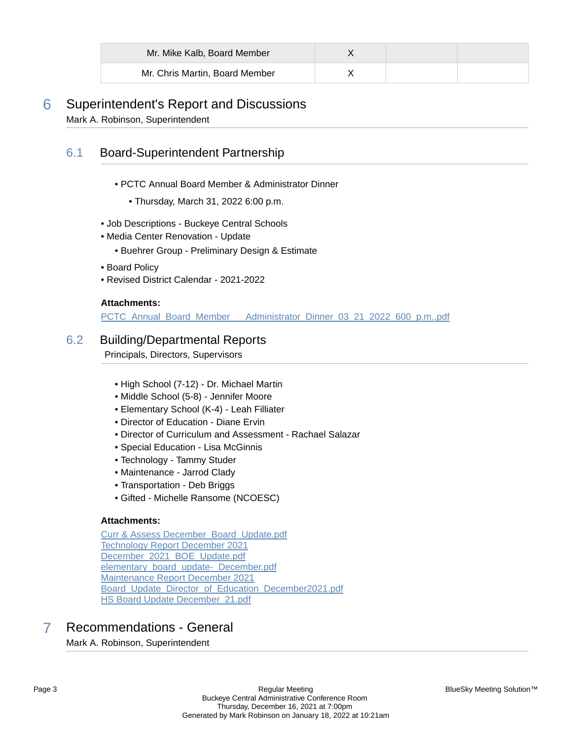| Mr. Mike Kalb, Board Member | X | | |
|---|---|---|---|
| Mr. Chris Martin, Board Member | X | | |

# 6 Superintendent's Report and Discussions

Mark A. Robinson, Superintendent

## 6.1 Board-Superintendent Partnership

- PCTC Annual Board Member & Administrator Dinner
  - Thursday, March 31, 2022 6:00 p.m.

- Job Descriptions - Buckeye Central Schools
- Media Center Renovation - Update
  - Buehrer Group - Preliminary Design & Estimate
- Board Policy
- Revised District Calendar - 2021-2022

**Attachments:**

PCTC_Annual_Board_Member___Administrator_Dinner_03_21_2022_600_p.m..pdf

## 6.2 Building/Departmental Reports

Principals, Directors, Supervisors

- High School (7-12) - Dr. Michael Martin
- Middle School (5-8) - Jennifer Moore
- Elementary School (K-4) - Leah Filliater
- Director of Education - Diane Ervin
- Director of Curriculum and Assessment - Rachael Salazar
- Special Education - Lisa McGinnis
- Technology - Tammy Studer
- Maintenance - Jarrod Clady
- Transportation - Deb Briggs
- Gifted - Michelle Ransome (NCOESC)

**Attachments:**

Curr & Assess December_Board_Update.pdf
Technology Report December 2021
December_2021_BOE_Update.pdf
elementary_board_update-_December.pdf
Maintenance Report December 2021
Board_Update_Director_of_Education_December2021.pdf
HS Board Update December_21.pdf

# 7 Recommendations - General

Mark A. Robinson, Superintendent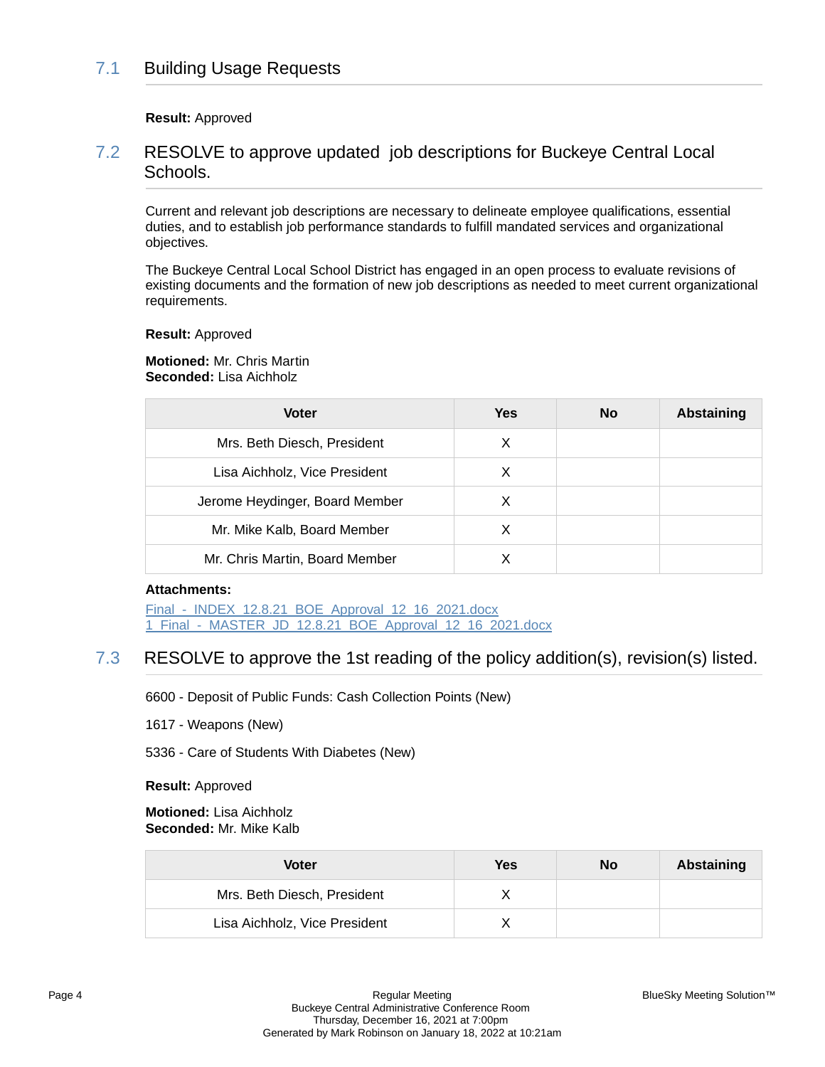## 7.1 Building Usage Requests

**Result:** Approved

## 7.2 RESOLVE to approve updated job descriptions for Buckeye Central Local Schools.

Current and relevant job descriptions are necessary to delineate employee qualifications, essential duties, and to establish job performance standards to fulfill mandated services and organizational objectives.

The Buckeye Central Local School District has engaged in an open process to evaluate revisions of existing documents and the formation of new job descriptions as needed to meet current organizational requirements.

**Result:** Approved

**Motioned:** Mr. Chris Martin
**Seconded:** Lisa Aichholz

| Voter | Yes | No | Abstaining |
|---|---|---|---|
| Mrs. Beth Diesch, President | X | | |
| Lisa Aichholz, Vice President | X | | |
| Jerome Heydinger, Board Member | X | | |
| Mr. Mike Kalb, Board Member | X | | |
| Mr. Chris Martin, Board Member | X | | |

**Attachments:**

Final - INDEX 12.8.21 BOE Approval 12 16 2021.docx
1 Final - MASTER JD 12.8.21 BOE Approval 12 16 2021.docx

## 7.3 RESOLVE to approve the 1st reading of the policy addition(s), revision(s) listed.

6600 - Deposit of Public Funds: Cash Collection Points (New)

1617 - Weapons (New)

5336 - Care of Students With Diabetes (New)

**Result:** Approved

**Motioned:** Lisa Aichholz
**Seconded:** Mr. Mike Kalb

| Voter | Yes | No | Abstaining |
|---|---|---|---|
| Mrs. Beth Diesch, President | X | | |
| Lisa Aichholz, Vice President | X | | |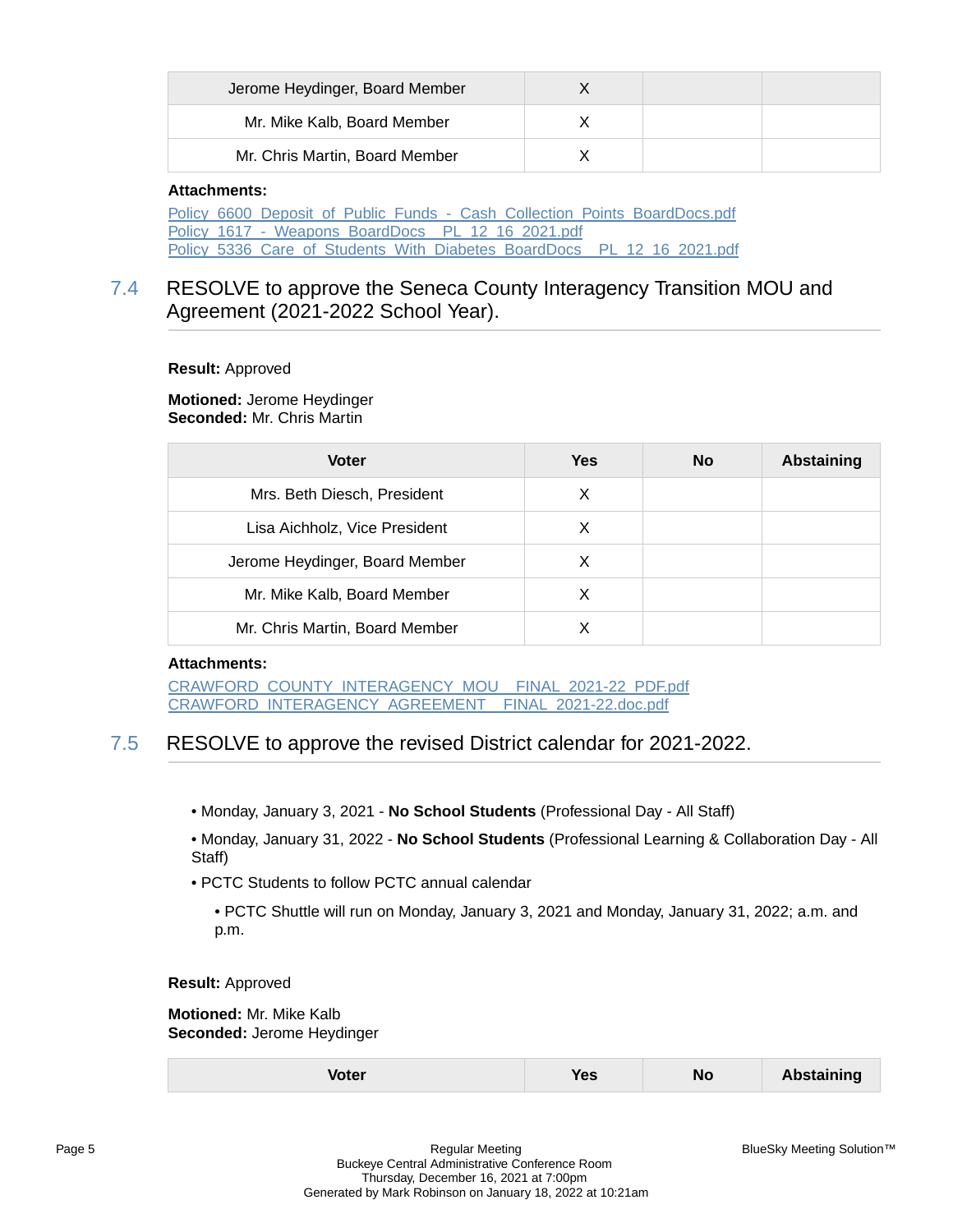| Jerome Heydinger, Board Member | X | | |
|---|---|---|---|
| Mr. Mike Kalb, Board Member | X | | |
| Mr. Chris Martin, Board Member | X | | |

**Attachments:**

Policy_6600_Deposit_of_Public_Funds_-_Cash_Collection_Points_BoardDocs.pdf
Policy_1617_-_Weapons_BoardDocs__PL_12_16_2021.pdf
Policy_5336_Care_of_Students_With_Diabetes_BoardDocs__PL_12_16_2021.pdf

## 7.4 RESOLVE to approve the Seneca County Interagency Transition MOU and Agreement (2021-2022 School Year).

**Result:** Approved

**Motioned:** Jerome Heydinger
**Seconded:** Mr. Chris Martin

| Voter | Yes | No | Abstaining |
|---|---|---|---|
| Mrs. Beth Diesch, President | X | | |
| Lisa Aichholz, Vice President | X | | |
| Jerome Heydinger, Board Member | X | | |
| Mr. Mike Kalb, Board Member | X | | |
| Mr. Chris Martin, Board Member | X | | |

**Attachments:**

CRAWFORD_COUNTY_INTERAGENCY_MOU__FINAL_2021-22_PDF.pdf
CRAWFORD_INTERAGENCY_AGREEMENT__FINAL_2021-22.doc.pdf

## 7.5 RESOLVE to approve the revised District calendar for 2021-2022.

- Monday, January 3, 2021 - **No School Students** (Professional Day - All Staff)
- Monday, January 31, 2022 - **No School Students** (Professional Learning & Collaboration Day - All Staff)
- PCTC Students to follow PCTC annual calendar
  - PCTC Shuttle will run on Monday, January 3, 2021 and Monday, January 31, 2022; a.m. and p.m.

**Result:** Approved

**Motioned:** Mr. Mike Kalb
**Seconded:** Jerome Heydinger

| Voter | Yes | No | Abstaining |
|---|---|---|---|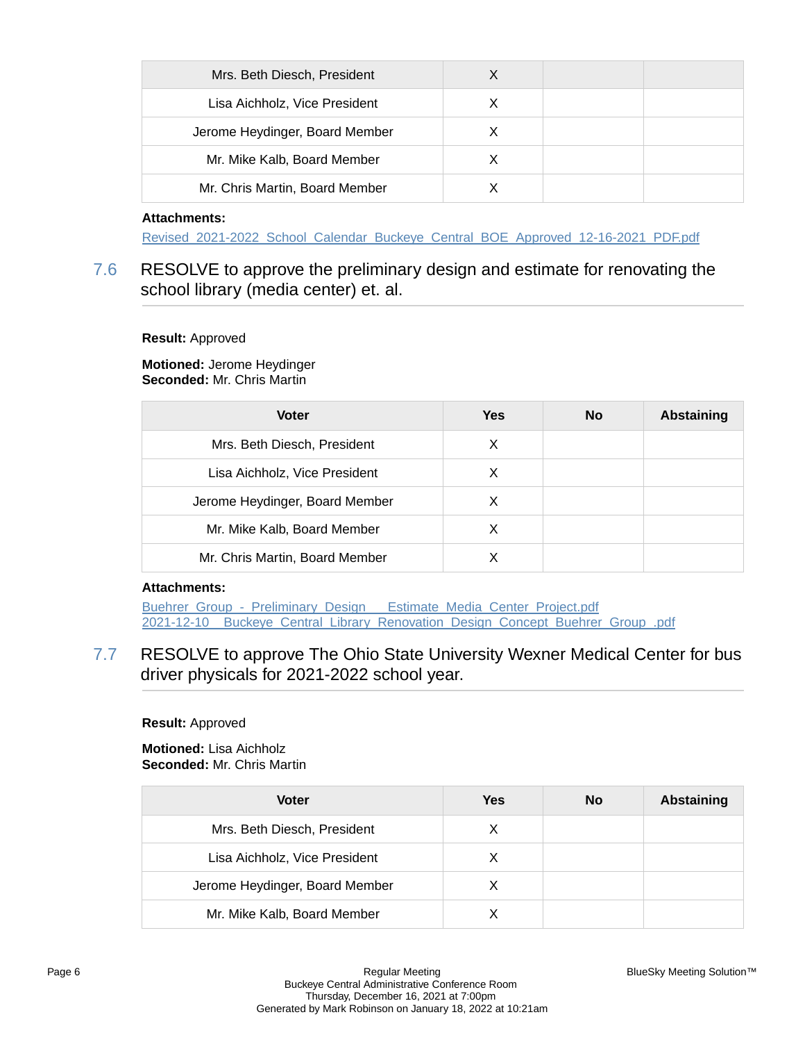| Mrs. Beth Diesch, President | X | | |
|---|---|---|---|
| Lisa Aichholz, Vice President | X | | |
| Jerome Heydinger, Board Member | X | | |
| Mr. Mike Kalb, Board Member | X | | |
| Mr. Chris Martin, Board Member | X | | |

**Attachments:**

Revised_2021-2022_School_Calendar_Buckeye_Central_BOE_Approved_12-16-2021_PDF.pdf

## 7.6 RESOLVE to approve the preliminary design and estimate for renovating the school library (media center) et. al.

**Result:** Approved

**Motioned:** Jerome Heydinger
**Seconded:** Mr. Chris Martin

| Voter | Yes | No | Abstaining |
|---|---|---|---|
| Mrs. Beth Diesch, President | X | | |
| Lisa Aichholz, Vice President | X | | |
| Jerome Heydinger, Board Member | X | | |
| Mr. Mike Kalb, Board Member | X | | |
| Mr. Chris Martin, Board Member | X | | |

**Attachments:**

Buehrer_Group_-_Preliminary_Design___Estimate_Media_Center_Project.pdf
2021-12-10__Buckeye_Central_Library_Renovation_Design_Concept_Buehrer_Group_.pdf

## 7.7 RESOLVE to approve The Ohio State University Wexner Medical Center for bus driver physicals for 2021-2022 school year.

**Result:** Approved

**Motioned:** Lisa Aichholz
**Seconded:** Mr. Chris Martin

| Voter | Yes | No | Abstaining |
|---|---|---|---|
| Mrs. Beth Diesch, President | X | | |
| Lisa Aichholz, Vice President | X | | |
| Jerome Heydinger, Board Member | X | | |
| Mr. Mike Kalb, Board Member | X | | |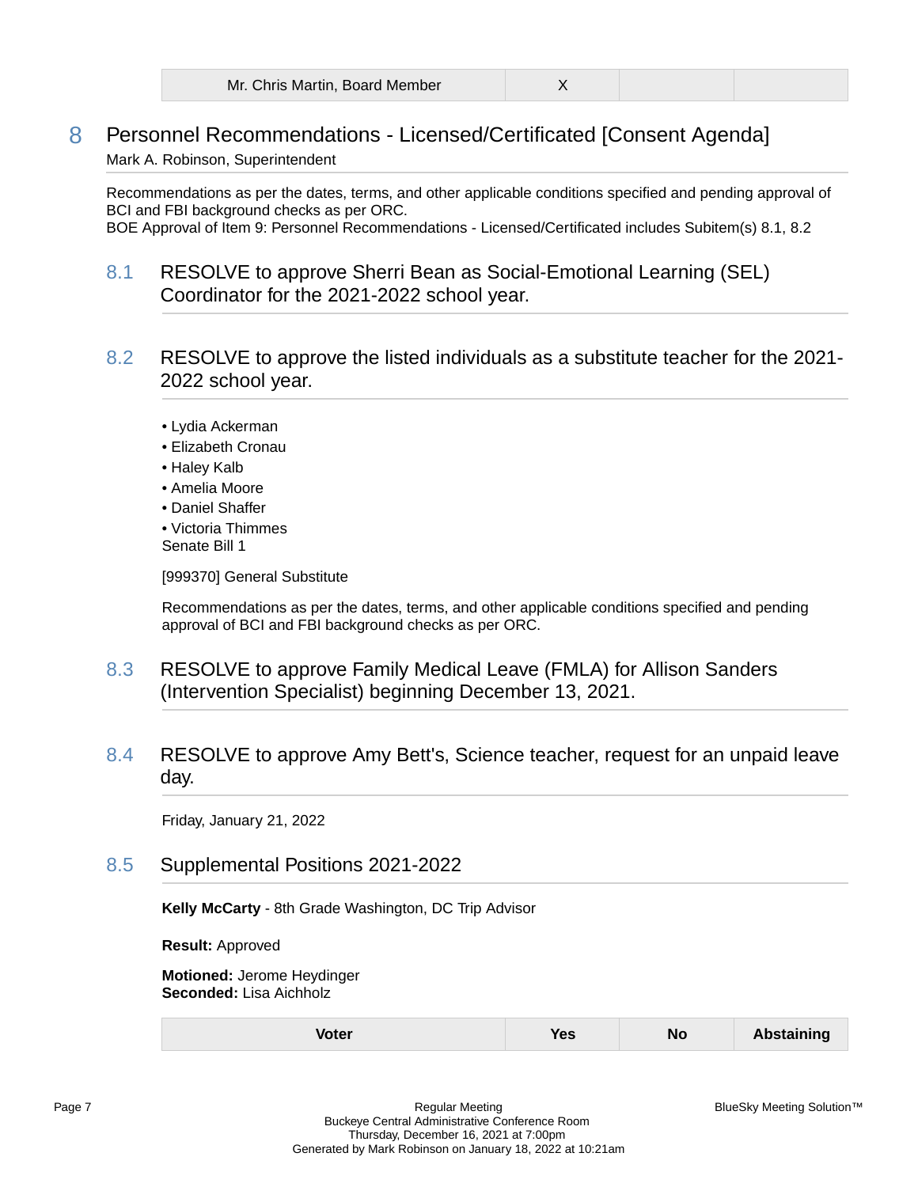| Mr. Chris Martin, Board Member | X | | |
|---|---|---|---|

## 8 Personnel Recommendations - Licensed/Certificated [Consent Agenda]

Mark A. Robinson, Superintendent

Recommendations as per the dates, terms, and other applicable conditions specified and pending approval of BCI and FBI background checks as per ORC.
BOE Approval of Item 9: Personnel Recommendations - Licensed/Certificated includes Subitem(s) 8.1, 8.2

### 8.1 RESOLVE to approve Sherri Bean as Social-Emotional Learning (SEL) Coordinator for the 2021-2022 school year.

### 8.2 RESOLVE to approve the listed individuals as a substitute teacher for the 2021-2022 school year.

- Lydia Ackerman
- Elizabeth Cronau
- Haley Kalb
- Amelia Moore
- Daniel Shaffer
- Victoria Thimmes

Senate Bill 1

[999370] General Substitute

Recommendations as per the dates, terms, and other applicable conditions specified and pending approval of BCI and FBI background checks as per ORC.

### 8.3 RESOLVE to approve Family Medical Leave (FMLA) for Allison Sanders (Intervention Specialist) beginning December 13, 2021.

### 8.4 RESOLVE to approve Amy Bett's, Science teacher, request for an unpaid leave day.

Friday, January 21, 2022

### 8.5 Supplemental Positions 2021-2022

**Kelly McCarty** - 8th Grade Washington, DC Trip Advisor

**Result:** Approved

**Motioned:** Jerome Heydinger
**Seconded:** Lisa Aichholz

| Voter | Yes | No | Abstaining |
|---|---|---|---|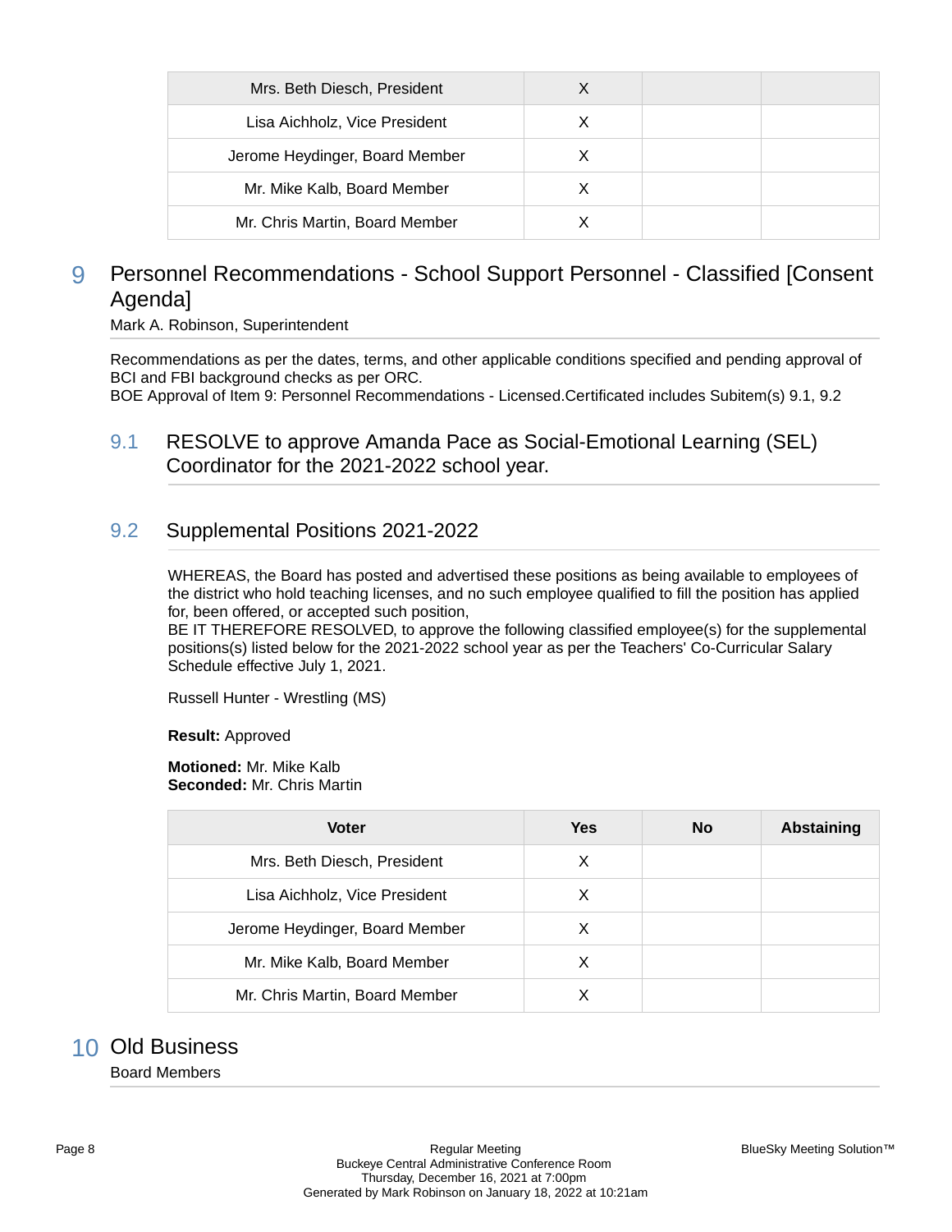| Mrs. Beth Diesch, President | X | | |
|---|---|---|---|
| Lisa Aichholz, Vice President | X | | |
| Jerome Heydinger, Board Member | X | | |
| Mr. Mike Kalb, Board Member | X | | |
| Mr. Chris Martin, Board Member | X | | |

# 9 Personnel Recommendations - School Support Personnel - Classified [Consent Agenda]

Mark A. Robinson, Superintendent

Recommendations as per the dates, terms, and other applicable conditions specified and pending approval of BCI and FBI background checks as per ORC.
BOE Approval of Item 9: Personnel Recommendations - Licensed.Certificated includes Subitem(s) 9.1, 9.2

## 9.1 RESOLVE to approve Amanda Pace as Social-Emotional Learning (SEL) Coordinator for the 2021-2022 school year.

## 9.2 Supplemental Positions 2021-2022

WHEREAS, the Board has posted and advertised these positions as being available to employees of the district who hold teaching licenses, and no such employee qualified to fill the position has applied for, been offered, or accepted such position,
BE IT THEREFORE RESOLVED, to approve the following classified employee(s) for the supplemental positions(s) listed below for the 2021-2022 school year as per the Teachers' Co-Curricular Salary Schedule effective July 1, 2021.

Russell Hunter - Wrestling (MS)

**Result:** Approved

**Motioned:** Mr. Mike Kalb
**Seconded:** Mr. Chris Martin

| Voter | Yes | No | Abstaining |
|---|---|---|---|
| Mrs. Beth Diesch, President | X | | |
| Lisa Aichholz, Vice President | X | | |
| Jerome Heydinger, Board Member | X | | |
| Mr. Mike Kalb, Board Member | X | | |
| Mr. Chris Martin, Board Member | X | | |

# 10 Old Business

Board Members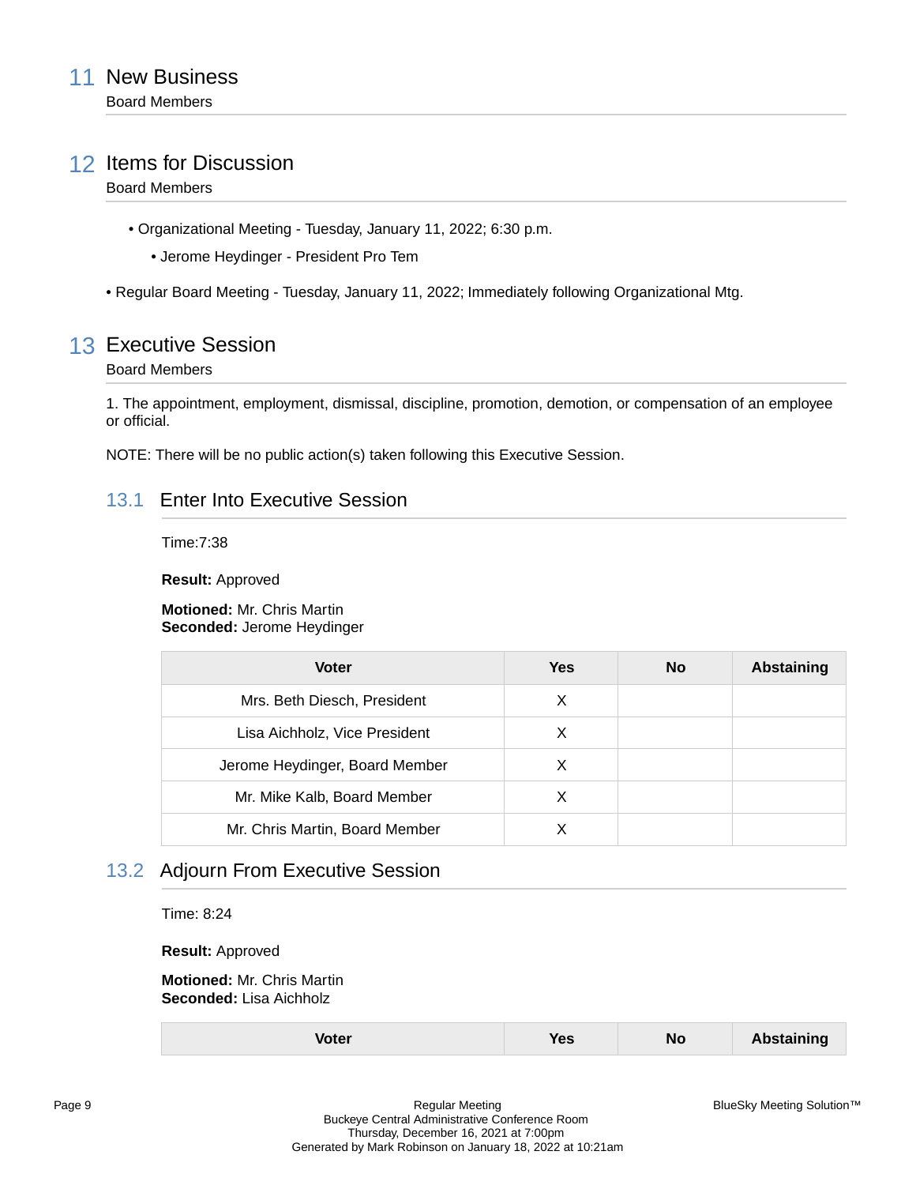## 11 New Business

Board Members

## 12 Items for Discussion

Board Members

- Organizational Meeting - Tuesday, January 11, 2022; 6:30 p.m.
  - Jerome Heydinger - President Pro Tem
- Regular Board Meeting - Tuesday, January 11, 2022; Immediately following Organizational Mtg.

## 13 Executive Session

Board Members

1. The appointment, employment, dismissal, discipline, promotion, demotion, or compensation of an employee or official.

NOTE: There will be no public action(s) taken following this Executive Session.

### 13.1 Enter Into Executive Session

Time:7:38

**Result:** Approved

**Motioned:** Mr. Chris Martin
**Seconded:** Jerome Heydinger

| Voter | Yes | No | Abstaining |
|---|---|---|---|
| Mrs. Beth Diesch, President | X | | |
| Lisa Aichholz, Vice President | X | | |
| Jerome Heydinger, Board Member | X | | |
| Mr. Mike Kalb, Board Member | X | | |
| Mr. Chris Martin, Board Member | X | | |

### 13.2 Adjourn From Executive Session

Time: 8:24

**Result:** Approved

**Motioned:** Mr. Chris Martin
**Seconded:** Lisa Aichholz

| Voter | Yes | No | Abstaining |
|---|---|---|---|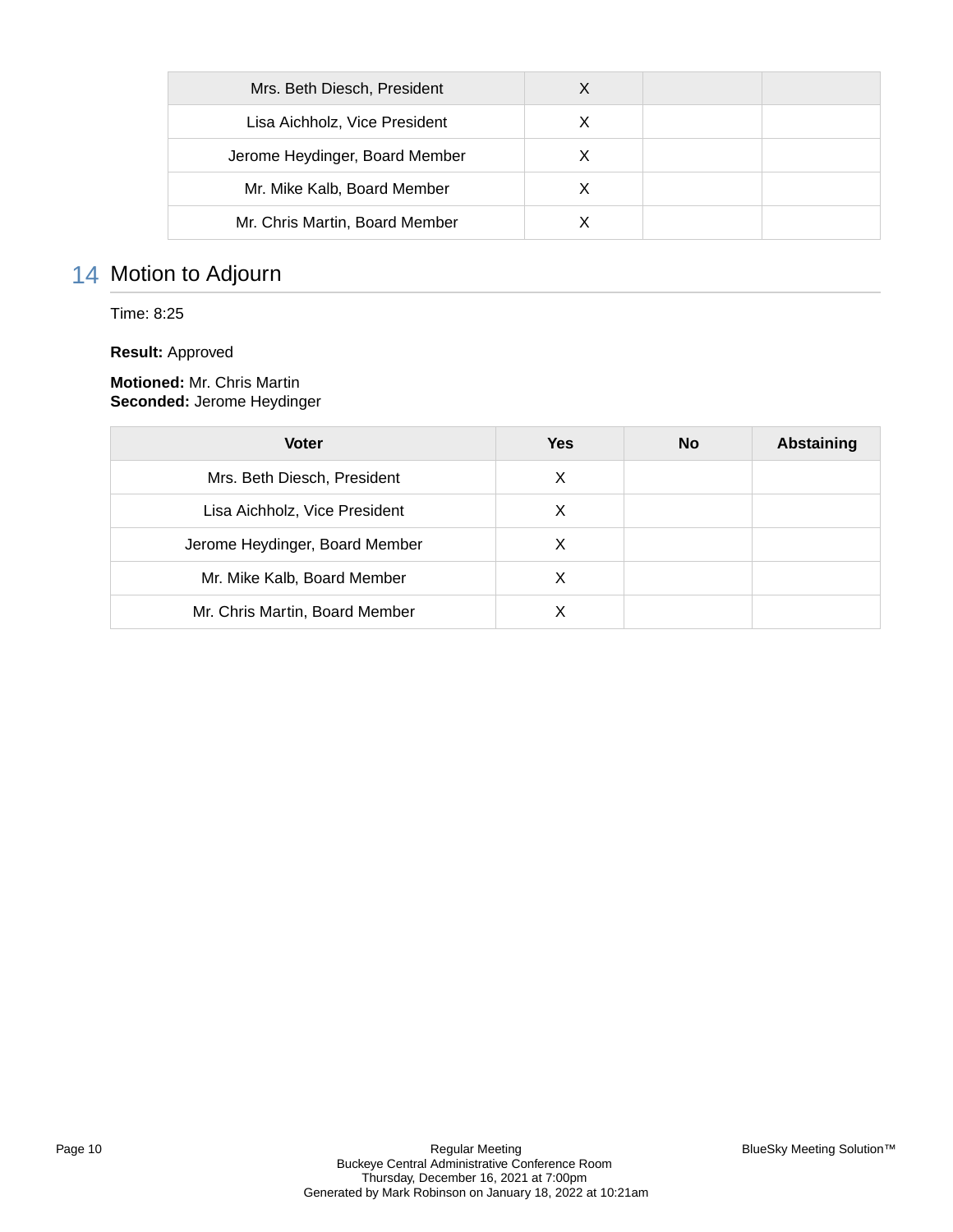| | | | |
|---|---|---|---|
| Mrs. Beth Diesch, President | X | | |
| Lisa Aichholz, Vice President | X | | |
| Jerome Heydinger, Board Member | X | | |
| Mr. Mike Kalb, Board Member | X | | |
| Mr. Chris Martin, Board Member | X | | |

## 14 Motion to Adjourn

Time: 8:25

**Result:** Approved

**Motioned:** Mr. Chris Martin
**Seconded:** Jerome Heydinger

| Voter | Yes | No | Abstaining |
|---|---|---|---|
| Mrs. Beth Diesch, President | X | | |
| Lisa Aichholz, Vice President | X | | |
| Jerome Heydinger, Board Member | X | | |
| Mr. Mike Kalb, Board Member | X | | |
| Mr. Chris Martin, Board Member | X | | |